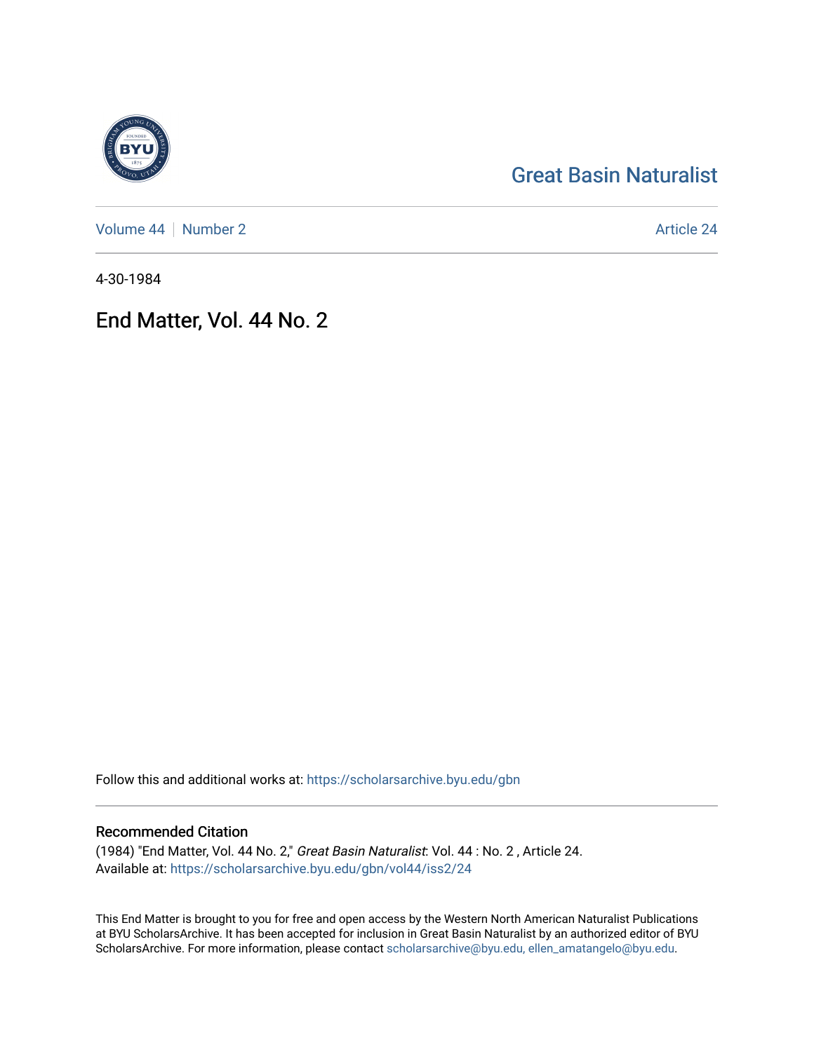Great Basin Naturalist

Volume 44 | Number 2 | Article 24

4-30-1984

# End Matter, Vol. 44 No. 2

Follow this and additional works at: https://scholarsarchive.byu.edu/gbn

## Recommended Citation

(1984) "End Matter, Vol. 44 No. 2," *Great Basin Naturalist*: Vol. 44 : No. 2 , Article 24.
Available at: https://scholarsarchive.byu.edu/gbn/vol44/iss2/24

This End Matter is brought to you for free and open access by the Western North American Naturalist Publications at BYU ScholarsArchive. It has been accepted for inclusion in Great Basin Naturalist by an authorized editor of BYU ScholarsArchive. For more information, please contact scholarsarchive@byu.edu, ellen_amatangelo@byu.edu.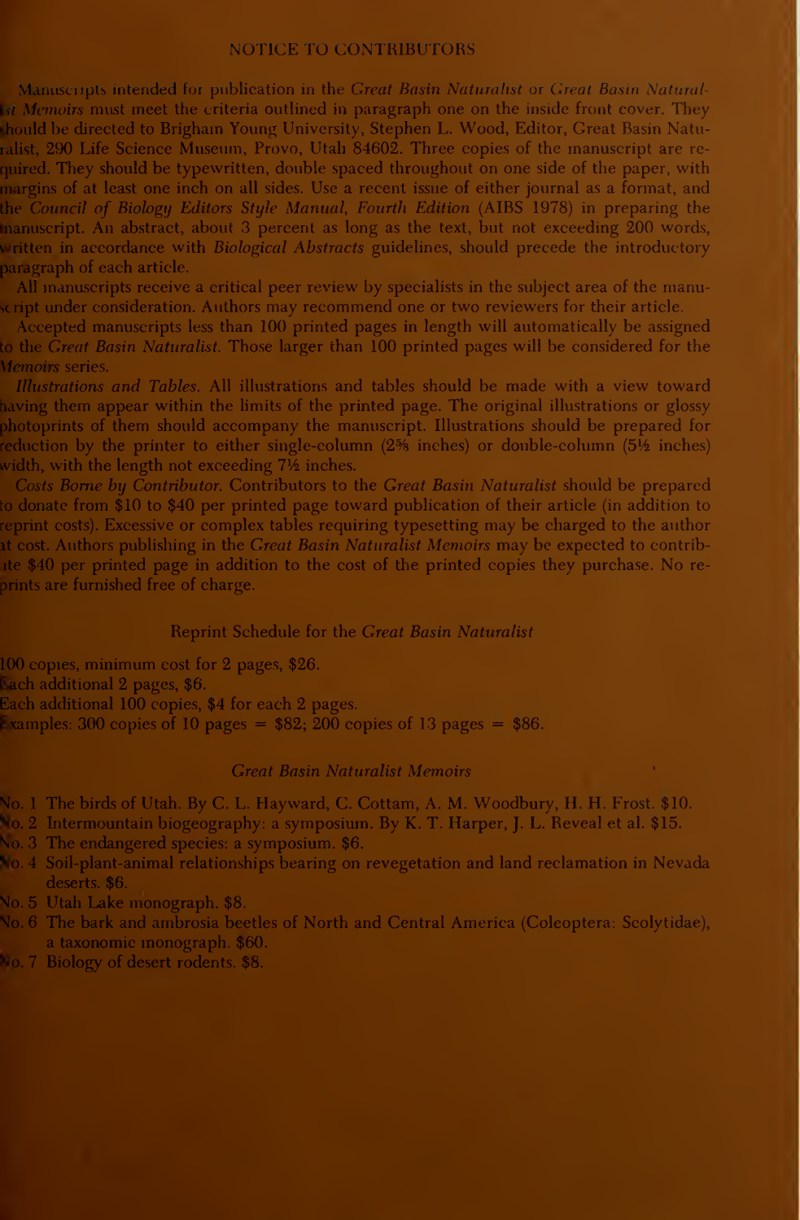## NOTICE TO CONTRIBUTORS

Manuscripts intended for publication in the *Great Basin Naturalist* or *Great Basin Naturalist Memoirs* must meet the criteria outlined in paragraph one on the inside front cover. They should be directed to Brigham Young University, Stephen L. Wood, Editor, Great Basin Naturalist, 290 Life Science Museum, Provo, Utah 84602. Three copies of the manuscript are required. They should be typewritten, double spaced throughout on one side of the paper, with margins of at least one inch on all sides. Use a recent issue of either journal as a format, and the *Council of Biology Editors Style Manual, Fourth Edition* (AIBS 1978) in preparing the manuscript. An abstract, about 3 percent as long as the text, but not exceeding 200 words, written in accordance with *Biological Abstracts* guidelines, should precede the introductory paragraph of each article.

All manuscripts receive a critical peer review by specialists in the subject area of the manuscript under consideration. Authors may recommend one or two reviewers for their article.

Accepted manuscripts less than 100 printed pages in length will automatically be assigned to the *Great Basin Naturalist*. Those larger than 100 printed pages will be considered for the *Memoirs* series.

*Illustrations and Tables.* All illustrations and tables should be made with a view toward having them appear within the limits of the printed page. The original illustrations or glossy photoprints of them should accompany the manuscript. Illustrations should be prepared for reduction by the printer to either single-column (2⅝ inches) or double-column (5½ inches) width, with the length not exceeding 7½ inches.

*Costs Borne by Contributor.* Contributors to the *Great Basin Naturalist* should be prepared to donate from $10 to $40 per printed page toward publication of their article (in addition to reprint costs). Excessive or complex tables requiring typesetting may be charged to the author at cost. Authors publishing in the *Great Basin Naturalist Memoirs* may be expected to contribute $40 per printed page in addition to the cost of the printed copies they purchase. No reprints are furnished free of charge.

### Reprint Schedule for the *Great Basin Naturalist*

100 copies, minimum cost for 2 pages, $26.
Each additional 2 pages, $6.
Each additional 100 copies, $4 for each 2 pages.
Examples: 300 copies of 10 pages = $82; 200 copies of 13 pages = $86.

### *Great Basin Naturalist Memoirs*

No. 1 The birds of Utah. By C. L. Hayward, C. Cottam, A. M. Woodbury, H. H. Frost. $10.
No. 2 Intermountain biogeography: a symposium. By K. T. Harper, J. L. Reveal et al. $15.
No. 3 The endangered species: a symposium. $6.
No. 4 Soil-plant-animal relationships bearing on revegetation and land reclamation in Nevada deserts. $6.
No. 5 Utah Lake monograph. $8.
No. 6 The bark and ambrosia beetles of North and Central America (Coleoptera: Scolytidae), a taxonomic monograph. $60.
No. 7 Biology of desert rodents. $8.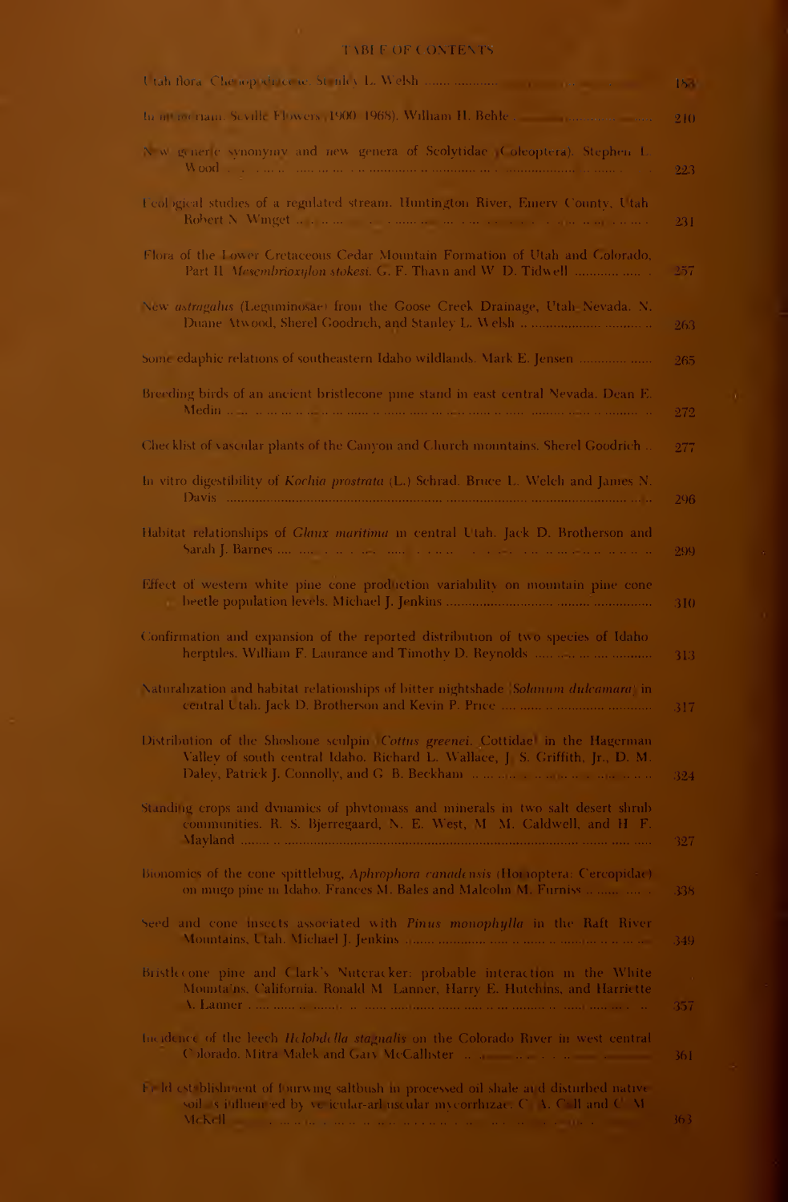# TABLE OF CONTENTS

Utah flora: Chenopodiaceae. Stanley L. Welsh .................... 153

In memoriam: Seville Flowers (1900–1968). William H. Behle .................... 210

New generic synonymy and new genera of Scolytidae (Coleoptera). Stephen L. Wood .................... 223

Ecological studies of a regulated stream: Huntington River, Emery County, Utah. Robert N. Winget .................... 231

Flora of the Lower Cretaceous Cedar Mountain Formation of Utah and Colorado, Part II. *Mesembrioxylon stokesi*. G. F. Thayn and W. D. Tidwell .................... 257

New *Astragalus* (Leguminosae) from the Goose Creek Drainage, Utah–Nevada. N. Duane Atwood, Sherel Goodrich, and Stanley L. Welsh .................... 263

Some edaphic relations of southeastern Idaho wildlands. Mark E. Jensen .................... 265

Breeding birds of an ancient bristlecone pine stand in east central Nevada. Dean E. Medin .................... 272

Checklist of vascular plants of the Canyon and Church mountains. Sherel Goodrich .. 277

In vitro digestibility of *Kochia prostrata* (L.) Schrad. Bruce L. Welch and James N. Davis .................... 296

Habitat relationships of *Glaux maritima* in central Utah. Jack D. Brotherson and Sarah J. Barnes .................... 299

Effect of western white pine cone production variability on mountain pine cone beetle population levels. Michael J. Jenkins .................... 310

Confirmation and expansion of the reported distribution of two species of Idaho herptiles. William F. Laurance and Timothy D. Reynolds .................... 313

Naturalization and habitat relationships of bitter nightshade (*Solanum dulcamara*) in central Utah. Jack D. Brotherson and Kevin P. Price .................... 317

Distribution of the Shoshone sculpin (*Cottus greenei*: Cottidae) in the Hagerman Valley of south central Idaho. Richard L. Wallace, J. S. Griffith, Jr., D. M. Daley, Patrick J. Connolly, and G. B. Beckham .................... 324

Standing crops and dynamics of phytomass and minerals in two salt desert shrub communities. R. S. Bjerregaard, N. E. West, M. M. Caldwell, and H. F. Mayland .................... 327

Bionomics of the cone spittlebug, *Aphrophora canadensis* (Homoptera: Cercopidae) on mugo pine in Idaho. Frances M. Bales and Malcolm M. Furniss .................... 338

Seed and cone insects associated with *Pinus monophylla* in the Raft River Mountains, Utah. Michael J. Jenkins .................... 349

Bristlecone pine and Clark's Nutcracker: probable interaction in the White Mountains, California. Ronald M. Lanner, Harry E. Hutchins, and Harriette A. Lanner .................... 357

Incidence of the leech *Helobdella stagnalis* on the Colorado River in west central Colorado. Mitra Malek and Gary McCallister .................... 361

Field establishment of fourwing saltbush in processed oil shale and disturbed native soil as influenced by vesicular-arbuscular mycorrhizae. C. A. Call and C. M. McKell .................... 363